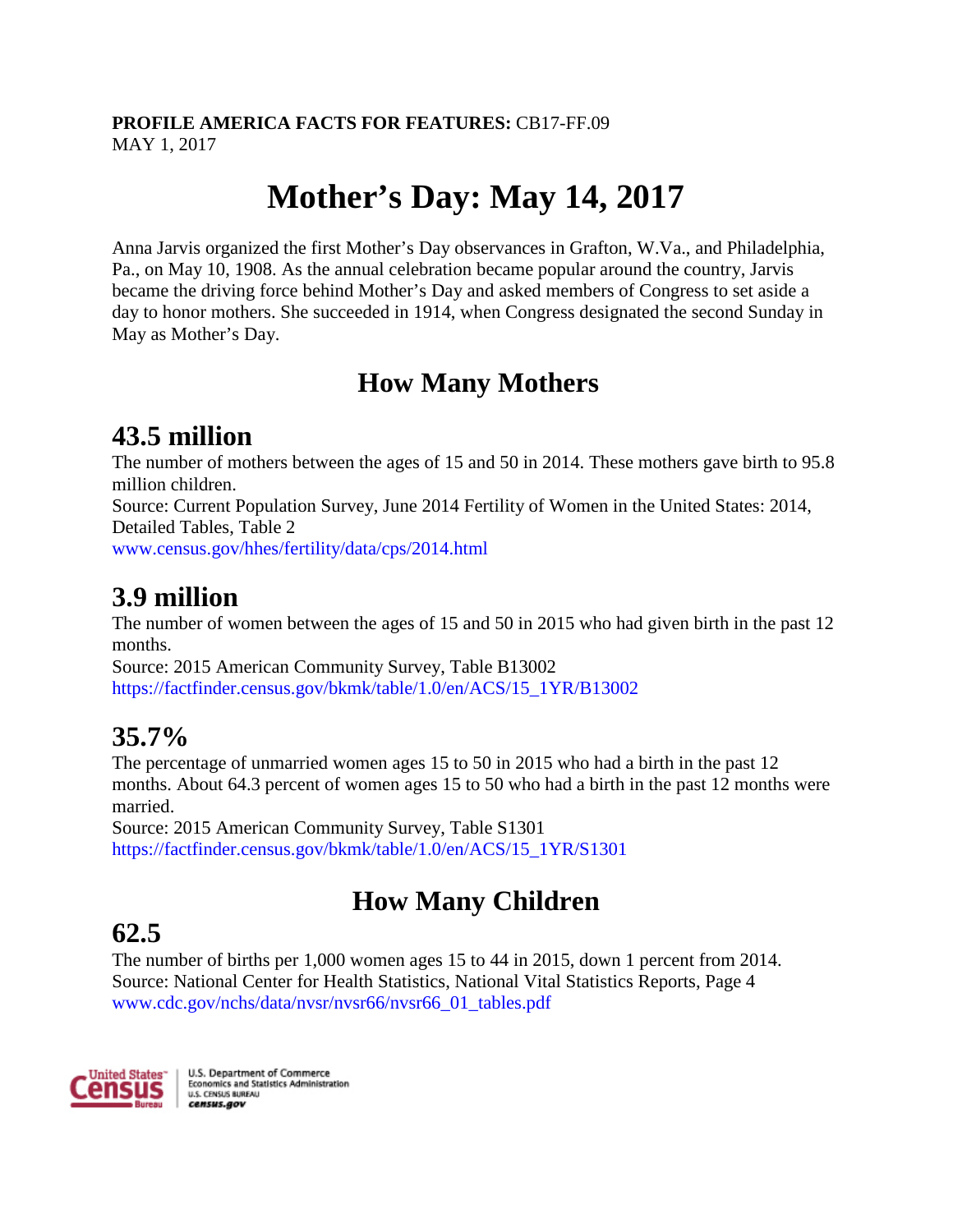**PROFILE AMERICA FACTS FOR FEATURES:** CB17-FF.09
MAY 1, 2017

# Mother's Day: May 14, 2017

Anna Jarvis organized the first Mother's Day observances in Grafton, W.Va., and Philadelphia, Pa., on May 10, 1908. As the annual celebration became popular around the country, Jarvis became the driving force behind Mother's Day and asked members of Congress to set aside a day to honor mothers. She succeeded in 1914, when Congress designated the second Sunday in May as Mother's Day.

## How Many Mothers

### 43.5 million

The number of mothers between the ages of 15 and 50 in 2014. These mothers gave birth to 95.8 million children.
Source: Current Population Survey, June 2014 Fertility of Women in the United States: 2014, Detailed Tables, Table 2
www.census.gov/hhes/fertility/data/cps/2014.html

### 3.9 million

The number of women between the ages of 15 and 50 in 2015 who had given birth in the past 12 months.
Source: 2015 American Community Survey, Table B13002
https://factfinder.census.gov/bkmk/table/1.0/en/ACS/15_1YR/B13002

### 35.7%

The percentage of unmarried women ages 15 to 50 in 2015 who had a birth in the past 12 months. About 64.3 percent of women ages 15 to 50 who had a birth in the past 12 months were married.
Source: 2015 American Community Survey, Table S1301
https://factfinder.census.gov/bkmk/table/1.0/en/ACS/15_1YR/S1301

## How Many Children

### 62.5

The number of births per 1,000 women ages 15 to 44 in 2015, down 1 percent from 2014.
Source: National Center for Health Statistics, National Vital Statistics Reports, Page 4
www.cdc.gov/nchs/data/nvsr/nvsr66/nvsr66_01_tables.pdf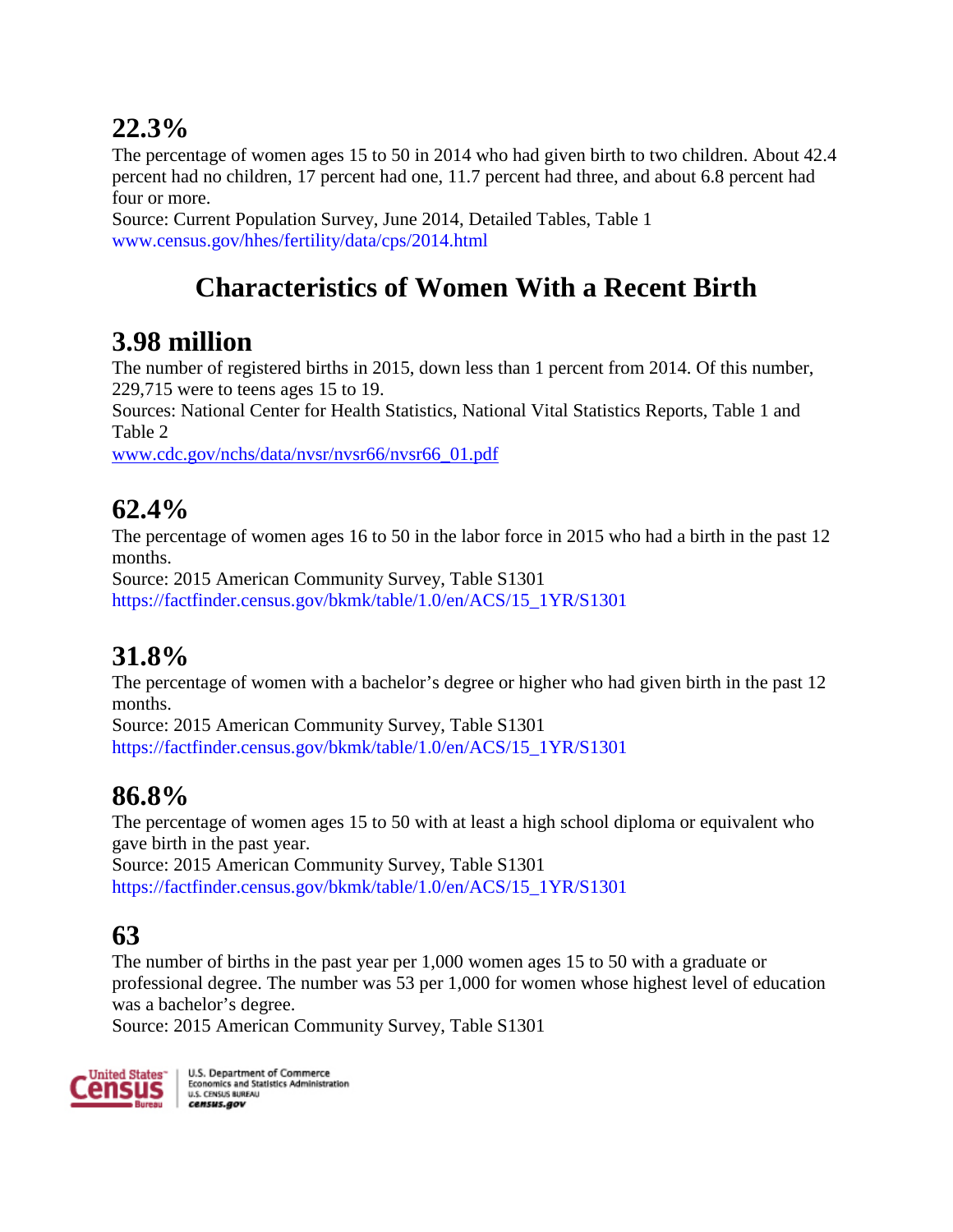## 22.3%

The percentage of women ages 15 to 50 in 2014 who had given birth to two children. About 42.4 percent had no children, 17 percent had one, 11.7 percent had three, and about 6.8 percent had four or more.
Source: Current Population Survey, June 2014, Detailed Tables, Table 1
www.census.gov/hhes/fertility/data/cps/2014.html

# Characteristics of Women With a Recent Birth

## 3.98 million

The number of registered births in 2015, down less than 1 percent from 2014. Of this number, 229,715 were to teens ages 15 to 19.
Sources: National Center for Health Statistics, National Vital Statistics Reports, Table 1 and Table 2
www.cdc.gov/nchs/data/nvsr/nvsr66/nvsr66_01.pdf

## 62.4%

The percentage of women ages 16 to 50 in the labor force in 2015 who had a birth in the past 12 months.
Source: 2015 American Community Survey, Table S1301
https://factfinder.census.gov/bkmk/table/1.0/en/ACS/15_1YR/S1301

## 31.8%

The percentage of women with a bachelor's degree or higher who had given birth in the past 12 months.
Source: 2015 American Community Survey, Table S1301
https://factfinder.census.gov/bkmk/table/1.0/en/ACS/15_1YR/S1301

## 86.8%

The percentage of women ages 15 to 50 with at least a high school diploma or equivalent who gave birth in the past year.
Source: 2015 American Community Survey, Table S1301
https://factfinder.census.gov/bkmk/table/1.0/en/ACS/15_1YR/S1301

## 63

The number of births in the past year per 1,000 women ages 15 to 50 with a graduate or professional degree. The number was 53 per 1,000 for women whose highest level of education was a bachelor's degree.
Source: 2015 American Community Survey, Table S1301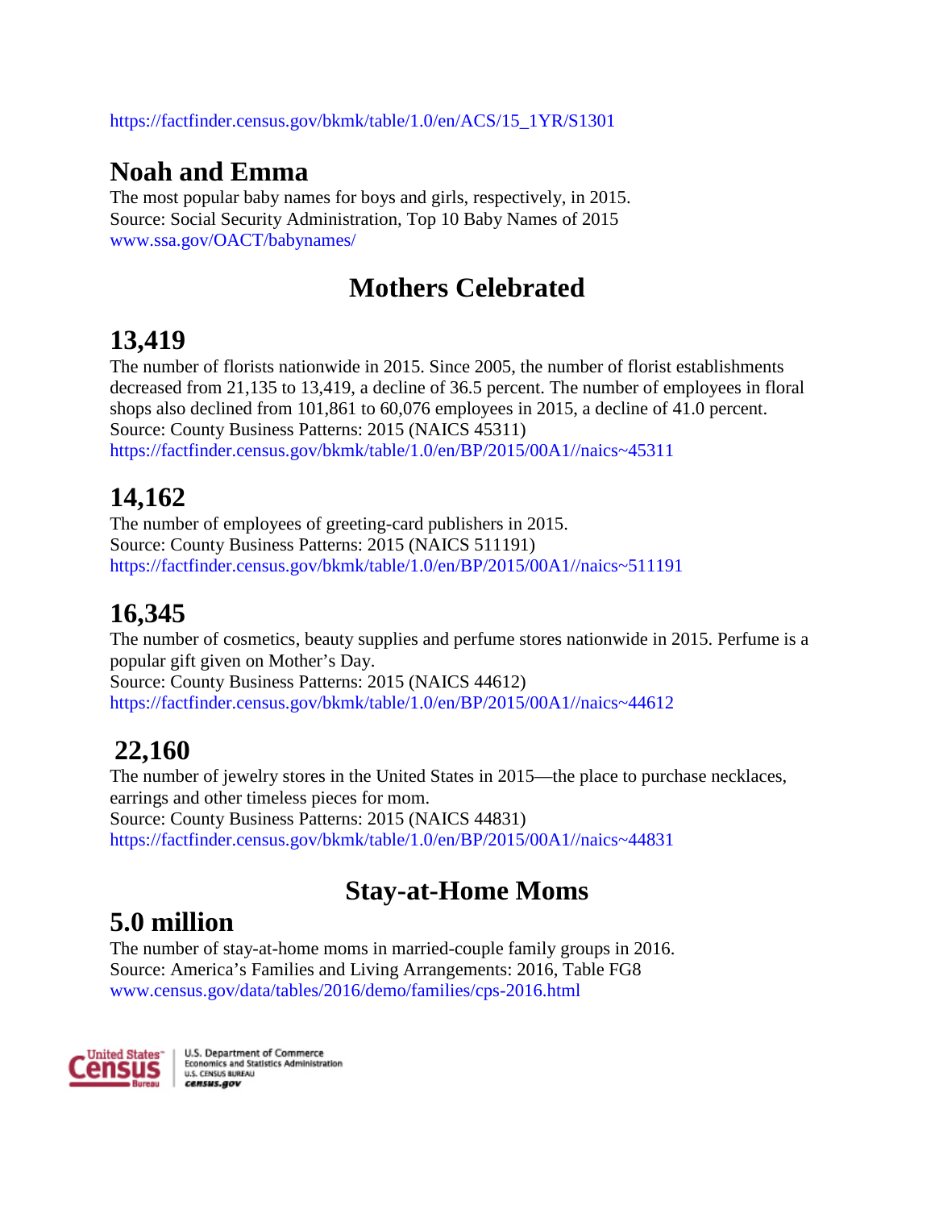https://factfinder.census.gov/bkmk/table/1.0/en/ACS/15_1YR/S1301

## Noah and Emma

The most popular baby names for boys and girls, respectively, in 2015.
Source: Social Security Administration, Top 10 Baby Names of 2015
www.ssa.gov/OACT/babynames/

# Mothers Celebrated

## 13,419

The number of florists nationwide in 2015. Since 2005, the number of florist establishments decreased from 21,135 to 13,419, a decline of 36.5 percent. The number of employees in floral shops also declined from 101,861 to 60,076 employees in 2015, a decline of 41.0 percent.
Source: County Business Patterns: 2015 (NAICS 45311)
https://factfinder.census.gov/bkmk/table/1.0/en/BP/2015/00A1//naics~45311

## 14,162

The number of employees of greeting-card publishers in 2015.
Source: County Business Patterns: 2015 (NAICS 511191)
https://factfinder.census.gov/bkmk/table/1.0/en/BP/2015/00A1//naics~511191

## 16,345

The number of cosmetics, beauty supplies and perfume stores nationwide in 2015. Perfume is a popular gift given on Mother's Day.
Source: County Business Patterns: 2015 (NAICS 44612)
https://factfinder.census.gov/bkmk/table/1.0/en/BP/2015/00A1//naics~44612

## 22,160

The number of jewelry stores in the United States in 2015—the place to purchase necklaces, earrings and other timeless pieces for mom.
Source: County Business Patterns: 2015 (NAICS 44831)
https://factfinder.census.gov/bkmk/table/1.0/en/BP/2015/00A1//naics~44831

# Stay-at-Home Moms

## 5.0 million

The number of stay-at-home moms in married-couple family groups in 2016.
Source: America's Families and Living Arrangements: 2016, Table FG8
www.census.gov/data/tables/2016/demo/families/cps-2016.html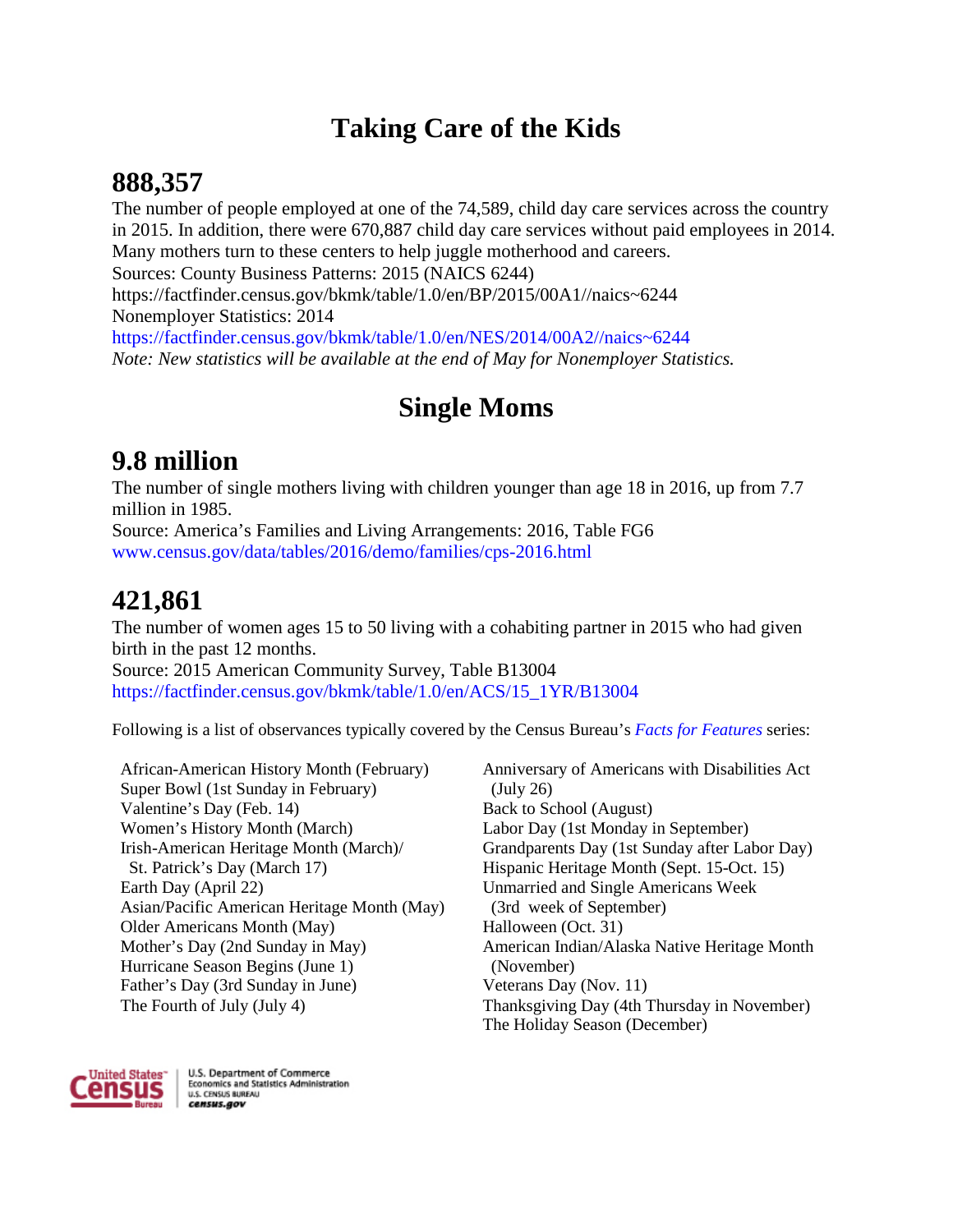## Taking Care of the Kids

### 888,357

The number of people employed at one of the 74,589, child day care services across the country in 2015. In addition, there were 670,887 child day care services without paid employees in 2014. Many mothers turn to these centers to help juggle motherhood and careers.
Sources: County Business Patterns: 2015 (NAICS 6244)
https://factfinder.census.gov/bkmk/table/1.0/en/BP/2015/00A1//naics~6244
Nonemployer Statistics: 2014
https://factfinder.census.gov/bkmk/table/1.0/en/NES/2014/00A2//naics~6244
*Note: New statistics will be available at the end of May for Nonemployer Statistics.*

## Single Moms

### 9.8 million

The number of single mothers living with children younger than age 18 in 2016, up from 7.7 million in 1985.
Source: America's Families and Living Arrangements: 2016, Table FG6
www.census.gov/data/tables/2016/demo/families/cps-2016.html

### 421,861

The number of women ages 15 to 50 living with a cohabiting partner in 2015 who had given birth in the past 12 months.
Source: 2015 American Community Survey, Table B13004
https://factfinder.census.gov/bkmk/table/1.0/en/ACS/15_1YR/B13004

Following is a list of observances typically covered by the Census Bureau's *Facts for Features* series:

African-American History Month (February)
Super Bowl (1st Sunday in February)
Valentine's Day (Feb. 14)
Women's History Month (March)
Irish-American Heritage Month (March)/
St. Patrick's Day (March 17)
Earth Day (April 22)
Asian/Pacific American Heritage Month (May)
Older Americans Month (May)
Mother's Day (2nd Sunday in May)
Hurricane Season Begins (June 1)
Father's Day (3rd Sunday in June)
The Fourth of July (July 4)
Anniversary of Americans with Disabilities Act (July 26)
Back to School (August)
Labor Day (1st Monday in September)
Grandparents Day (1st Sunday after Labor Day)
Hispanic Heritage Month (Sept. 15-Oct. 15)
Unmarried and Single Americans Week (3rd week of September)
Halloween (Oct. 31)
American Indian/Alaska Native Heritage Month (November)
Veterans Day (Nov. 11)
Thanksgiving Day (4th Thursday in November)
The Holiday Season (December)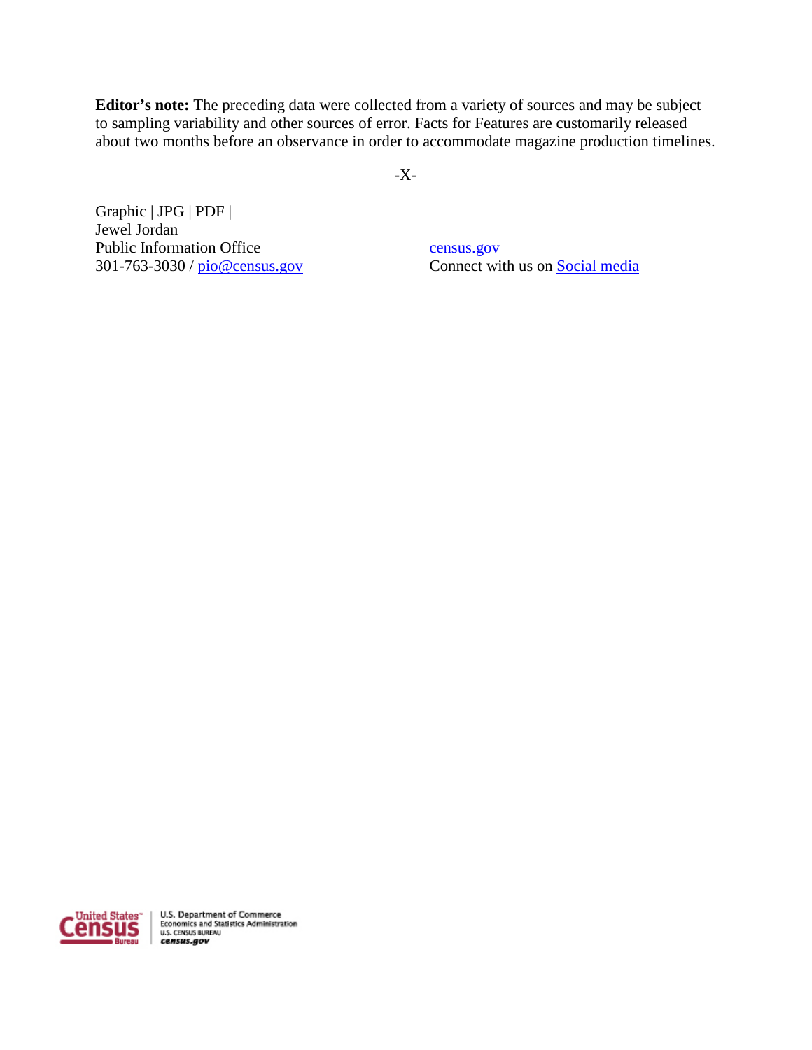**Editor's note:** The preceding data were collected from a variety of sources and may be subject to sampling variability and other sources of error. Facts for Features are customarily released about two months before an observance in order to accommodate magazine production timelines.

-X-

Graphic | JPG | PDF |
Jewel Jordan
Public Information Office
301-763-3030 / pio@census.gov

census.gov
Connect with us on Social media

United States Census Bureau | U.S. Department of Commerce
Economics and Statistics Administration
U.S. CENSUS BUREAU
census.gov